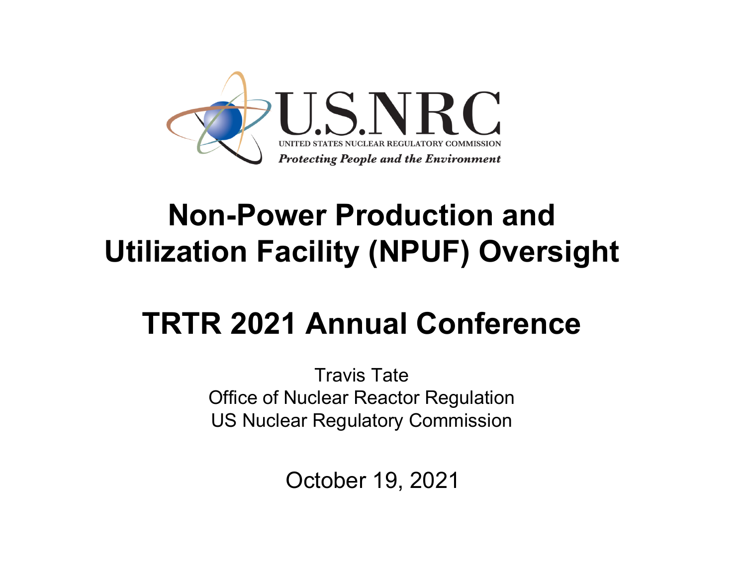U.S.NRC

UNITED STATES NUCLEAR REGULATORY COMMISSION

*Protecting People and the Environment*

# Non-Power Production and Utilization Facility (NPUF) Oversight

# TRTR 2021 Annual Conference

Travis Tate
Office of Nuclear Reactor Regulation
US Nuclear Regulatory Commission

October 19, 2021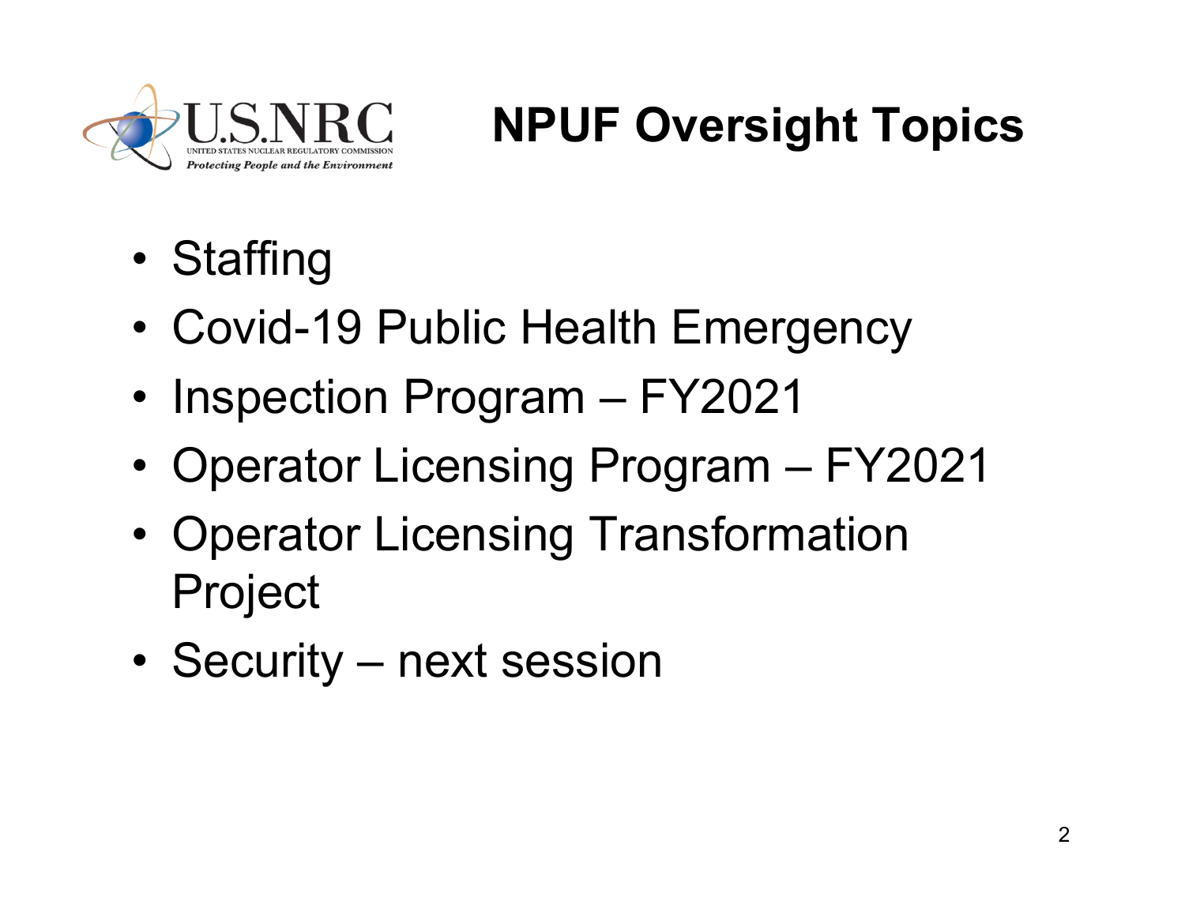# NPUF Oversight Topics

- Staffing
- Covid-19 Public Health Emergency
- Inspection Program – FY2021
- Operator Licensing Program – FY2021
- Operator Licensing Transformation Project
- Security – next session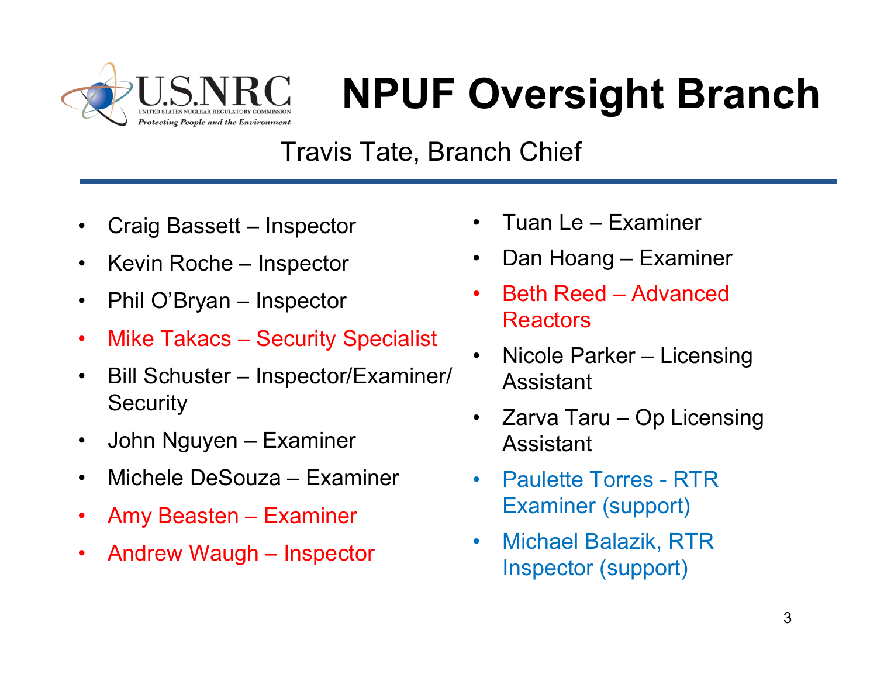# NPUF Oversight Branch

Travis Tate, Branch Chief

- Craig Bassett – Inspector
- Kevin Roche – Inspector
- Phil O'Bryan – Inspector
- Mike Takacs – Security Specialist
- Bill Schuster – Inspector/Examiner/ Security
- John Nguyen – Examiner
- Michele DeSouza – Examiner
- Amy Beasten – Examiner
- Andrew Waugh – Inspector
- Tuan Le – Examiner
- Dan Hoang – Examiner
- Beth Reed – Advanced Reactors
- Nicole Parker – Licensing Assistant
- Zarva Taru – Op Licensing Assistant
- Paulette Torres - RTR Examiner (support)
- Michael Balazik, RTR Inspector (support)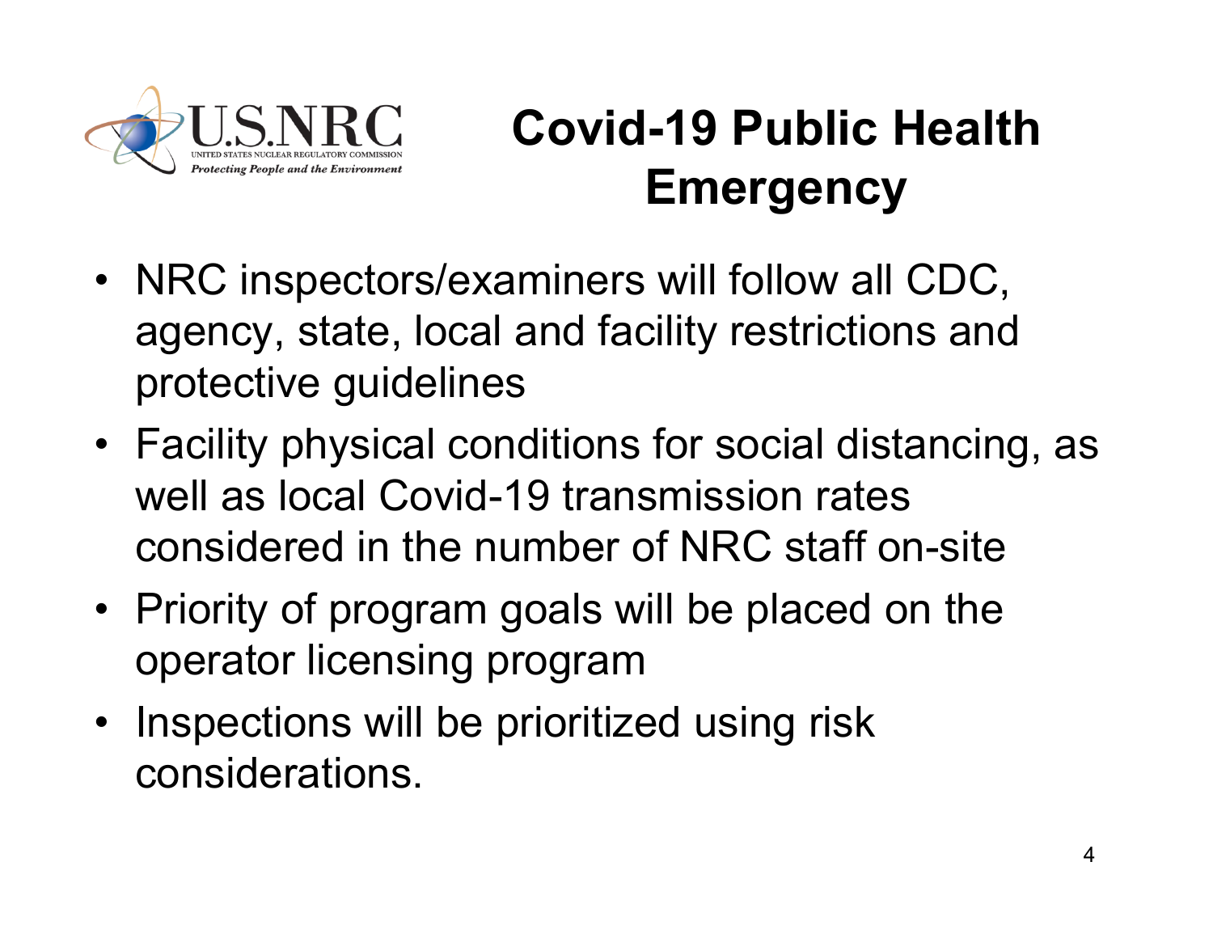# Covid-19 Public Health Emergency

- NRC inspectors/examiners will follow all CDC, agency, state, local and facility restrictions and protective guidelines
- Facility physical conditions for social distancing, as well as local Covid-19 transmission rates considered in the number of NRC staff on-site
- Priority of program goals will be placed on the operator licensing program
- Inspections will be prioritized using risk considerations.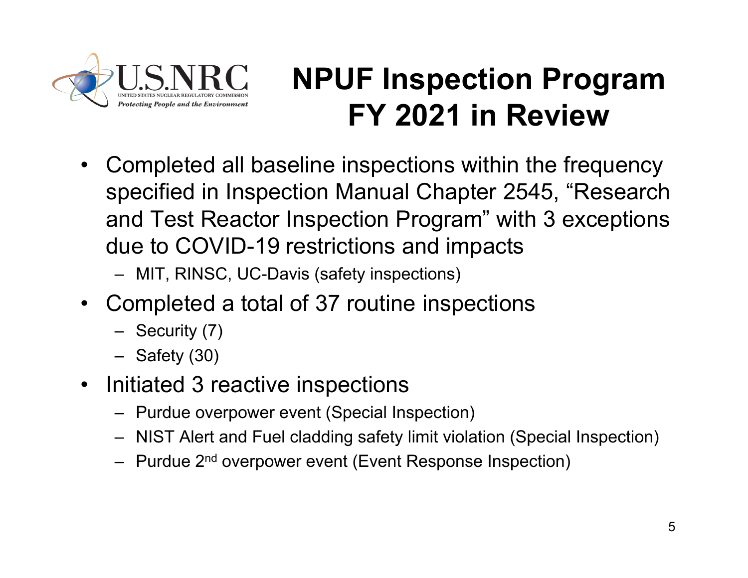# NPUF Inspection Program FY 2021 in Review

- Completed all baseline inspections within the frequency specified in Inspection Manual Chapter 2545, "Research and Test Reactor Inspection Program" with 3 exceptions due to COVID-19 restrictions and impacts
  - MIT, RINSC, UC-Davis (safety inspections)
- Completed a total of 37 routine inspections
  - Security (7)
  - Safety (30)
- Initiated 3 reactive inspections
  - Purdue overpower event (Special Inspection)
  - NIST Alert and Fuel cladding safety limit violation (Special Inspection)
  - Purdue 2nd overpower event (Event Response Inspection)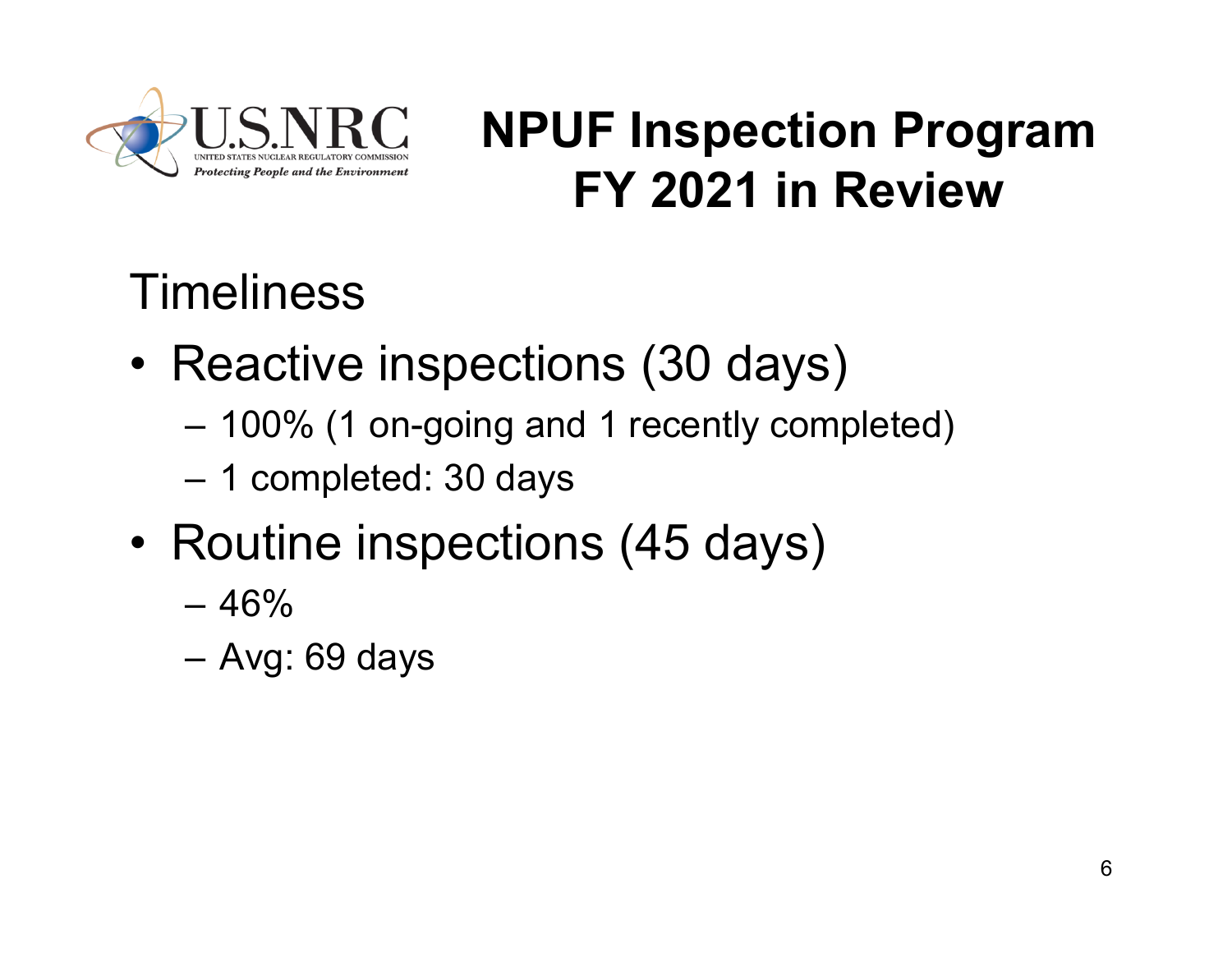# NPUF Inspection Program FY 2021 in Review

## Timeliness

- Reactive inspections (30 days)
  - 100% (1 on-going and 1 recently completed)
  - 1 completed: 30 days
- Routine inspections (45 days)
  - 46%
  - Avg: 69 days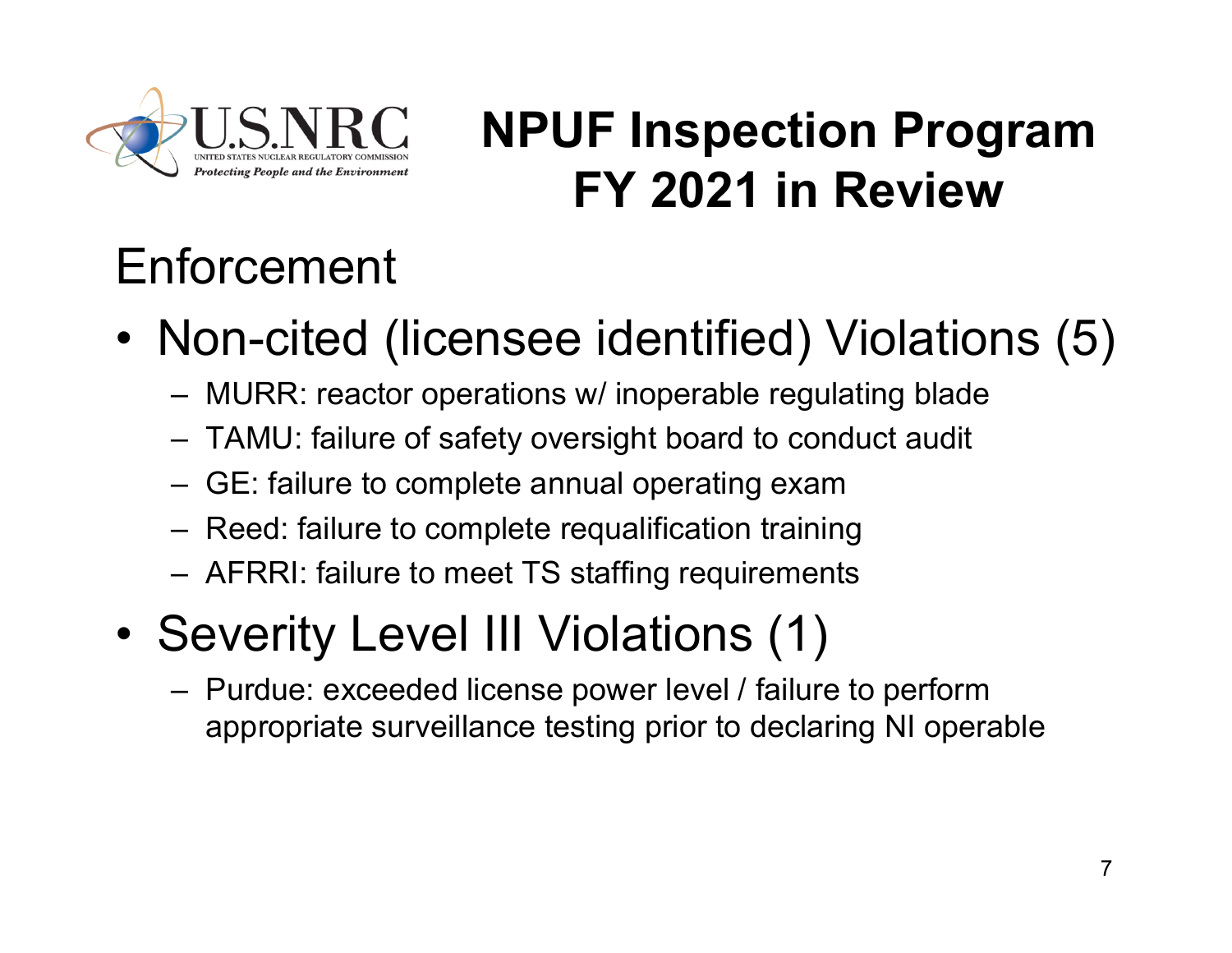# NPUF Inspection Program FY 2021 in Review

## Enforcement

- Non-cited (licensee identified) Violations (5)
  - MURR: reactor operations w/ inoperable regulating blade
  - TAMU: failure of safety oversight board to conduct audit
  - GE: failure to complete annual operating exam
  - Reed: failure to complete requalification training
  - AFRRI: failure to meet TS staffing requirements
- Severity Level III Violations (1)
  - Purdue: exceeded license power level / failure to perform appropriate surveillance testing prior to declaring NI operable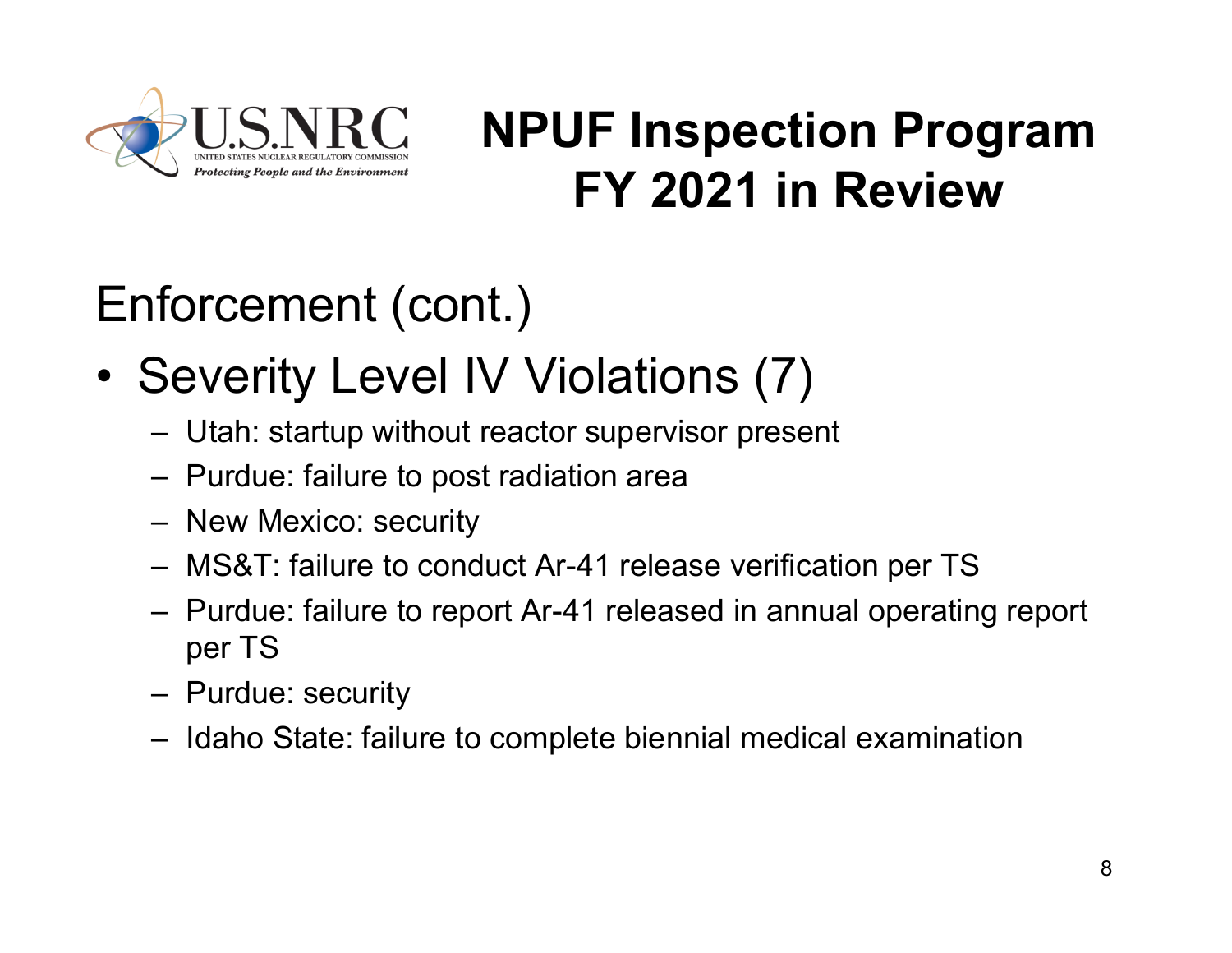# NPUF Inspection Program FY 2021 in Review

## Enforcement (cont.)

- Severity Level IV Violations (7)
  - Utah: startup without reactor supervisor present
  - Purdue: failure to post radiation area
  - New Mexico: security
  - MS&T: failure to conduct Ar-41 release verification per TS
  - Purdue: failure to report Ar-41 released in annual operating report per TS
  - Purdue: security
  - Idaho State: failure to complete biennial medical examination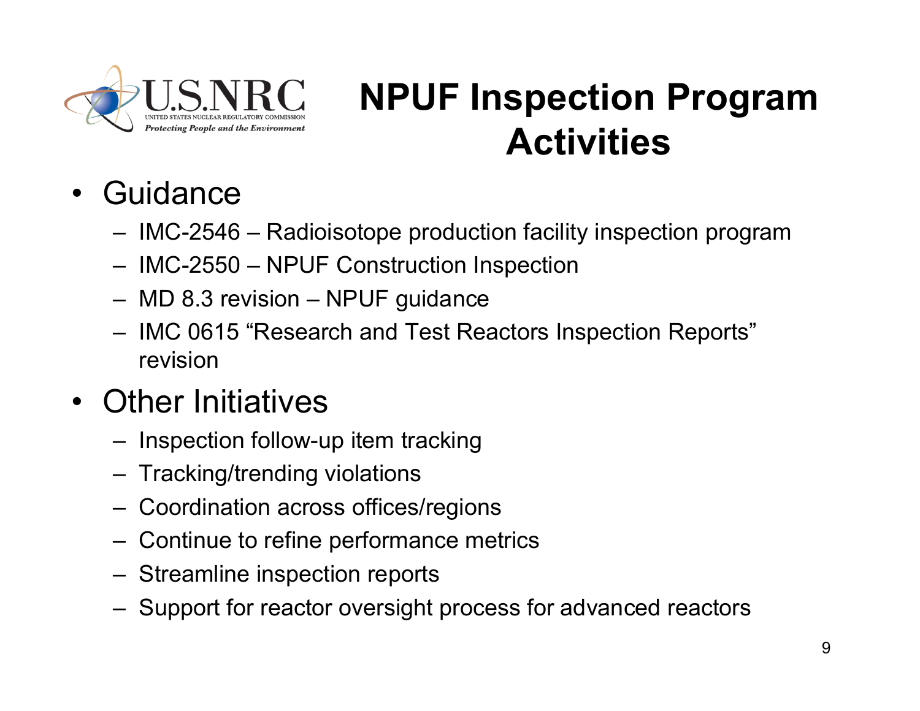# NPUF Inspection Program Activities

- Guidance
  - IMC-2546 – Radioisotope production facility inspection program
  - IMC-2550 – NPUF Construction Inspection
  - MD 8.3 revision – NPUF guidance
  - IMC 0615 “Research and Test Reactors Inspection Reports” revision
- Other Initiatives
  - Inspection follow-up item tracking
  - Tracking/trending violations
  - Coordination across offices/regions
  - Continue to refine performance metrics
  - Streamline inspection reports
  - Support for reactor oversight process for advanced reactors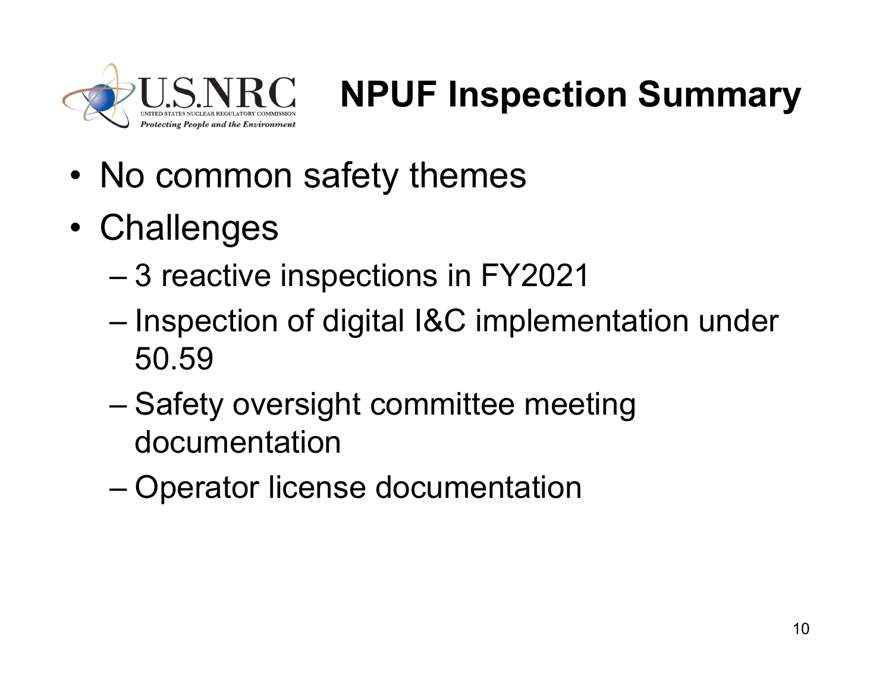# NPUF Inspection Summary

- No common safety themes
- Challenges
  - 3 reactive inspections in FY2021
  - Inspection of digital I&C implementation under 50.59
  - Safety oversight committee meeting documentation
  - Operator license documentation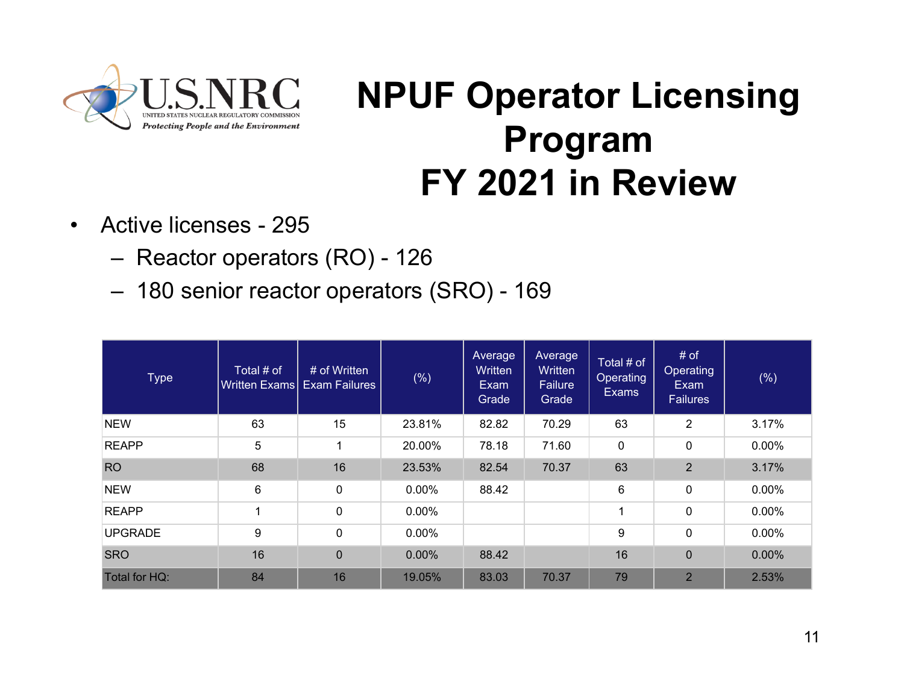# NPUF Operator Licensing Program FY 2021 in Review

- Active licenses - 295
  - Reactor operators (RO) - 126
  - 180 senior reactor operators (SRO) - 169

| Type | Total # of Written Exams | # of Written Exam Failures | (%) | Average Written Exam Grade | Average Written Failure Grade | Total # of Operating Exams | # of Operating Exam Failures | (%) |
|---|---|---|---|---|---|---|---|---|
| NEW | 63 | 15 | 23.81% | 82.82 | 70.29 | 63 | 2 | 3.17% |
| REAPP | 5 | 1 | 20.00% | 78.18 | 71.60 | 0 | 0 | 0.00% |
| RO | 68 | 16 | 23.53% | 82.54 | 70.37 | 63 | 2 | 3.17% |
| NEW | 6 | 0 | 0.00% | 88.42 | | 6 | 0 | 0.00% |
| REAPP | 1 | 0 | 0.00% | | | 1 | 0 | 0.00% |
| UPGRADE | 9 | 0 | 0.00% | | | 9 | 0 | 0.00% |
| SRO | 16 | 0 | 0.00% | 88.42 | | 16 | 0 | 0.00% |
| Total for HQ: | 84 | 16 | 19.05% | 83.03 | 70.37 | 79 | 2 | 2.53% |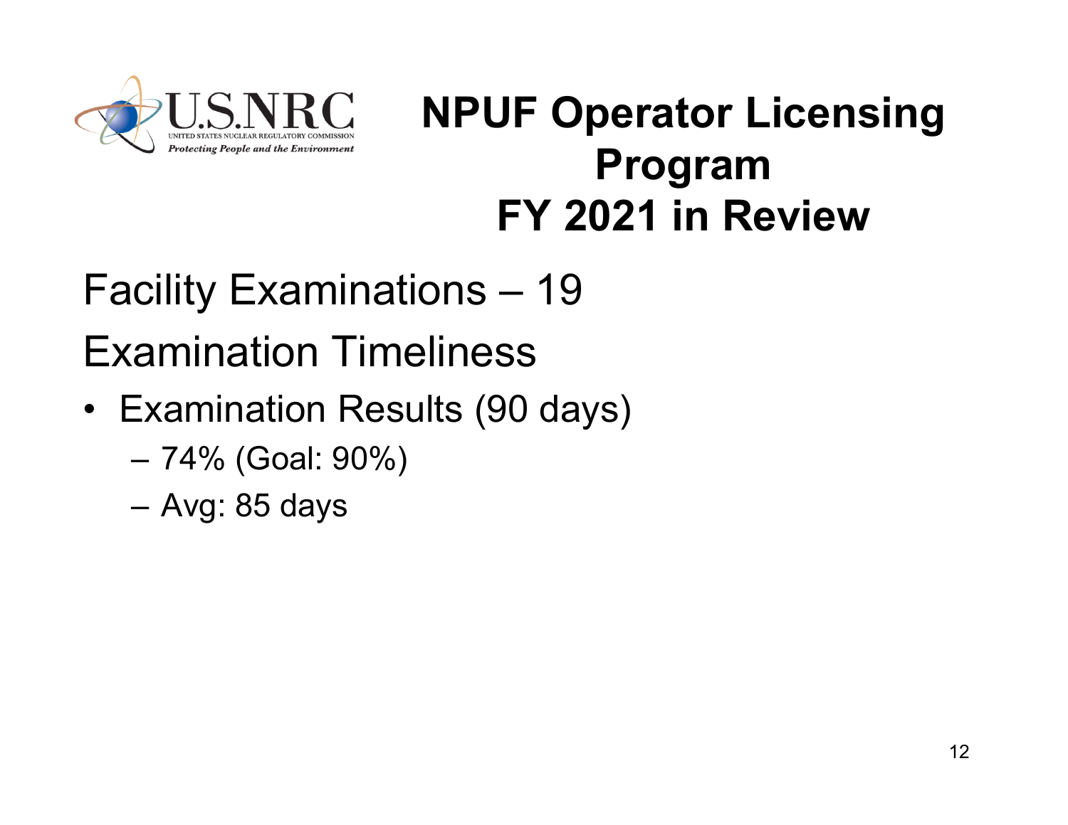# NPUF Operator Licensing Program FY 2021 in Review

Facility Examinations – 19

Examination Timeliness

- Examination Results (90 days)
  - 74% (Goal: 90%)
  - Avg: 85 days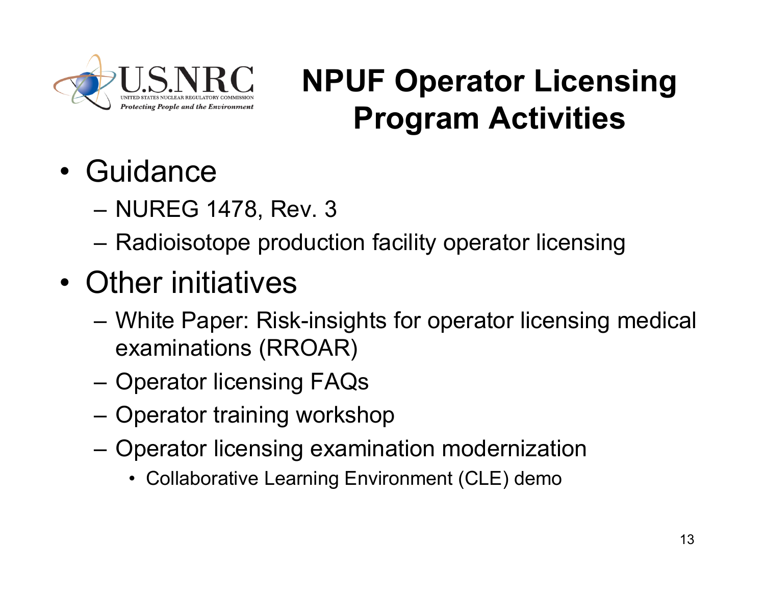# NPUF Operator Licensing Program Activities

- Guidance
  - NUREG 1478, Rev. 3
  - Radioisotope production facility operator licensing
- Other initiatives
  - White Paper: Risk-insights for operator licensing medical examinations (RROAR)
  - Operator licensing FAQs
  - Operator training workshop
  - Operator licensing examination modernization
    - Collaborative Learning Environment (CLE) demo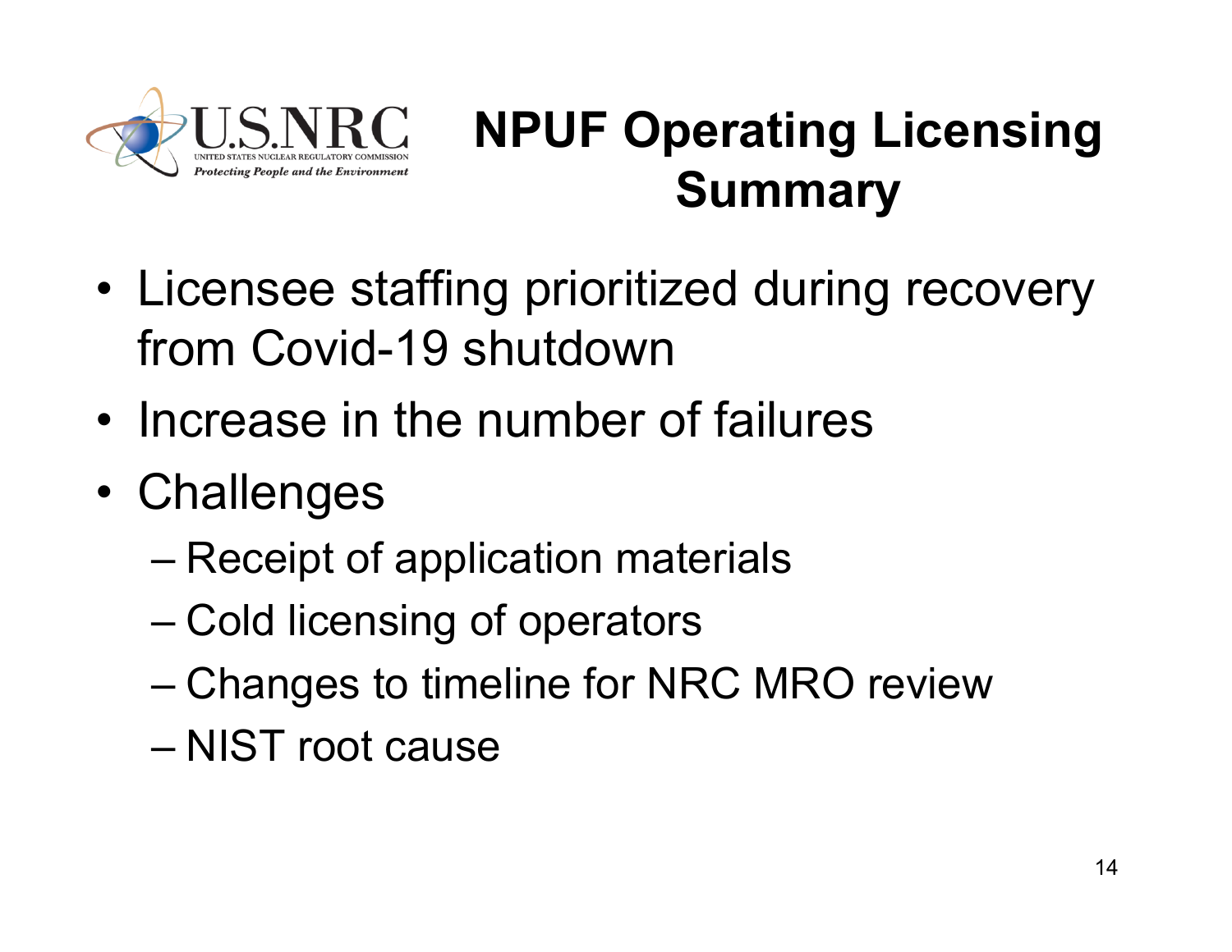# NPUF Operating Licensing Summary

- Licensee staffing prioritized during recovery from Covid-19 shutdown
- Increase in the number of failures
- Challenges
  - Receipt of application materials
  - Cold licensing of operators
  - Changes to timeline for NRC MRO review
  - NIST root cause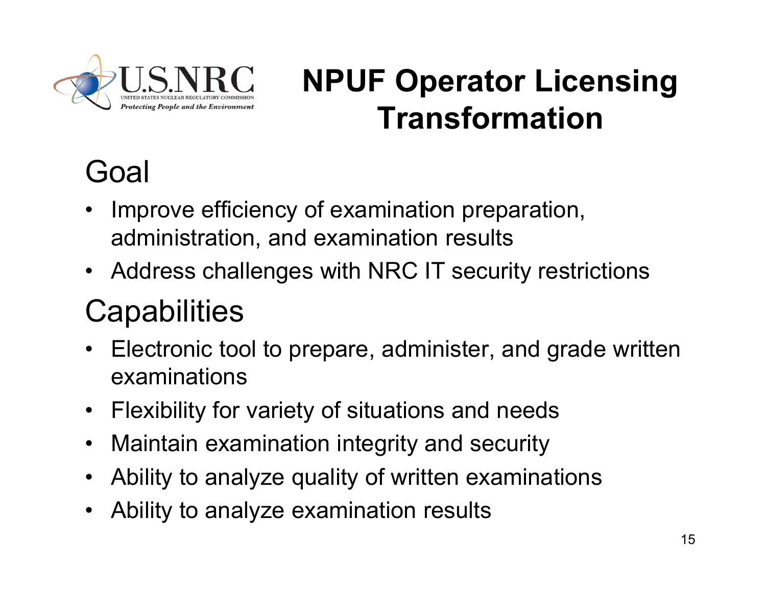# NPUF Operator Licensing Transformation

## Goal

- Improve efficiency of examination preparation, administration, and examination results
- Address challenges with NRC IT security restrictions

## Capabilities

- Electronic tool to prepare, administer, and grade written examinations
- Flexibility for variety of situations and needs
- Maintain examination integrity and security
- Ability to analyze quality of written examinations
- Ability to analyze examination results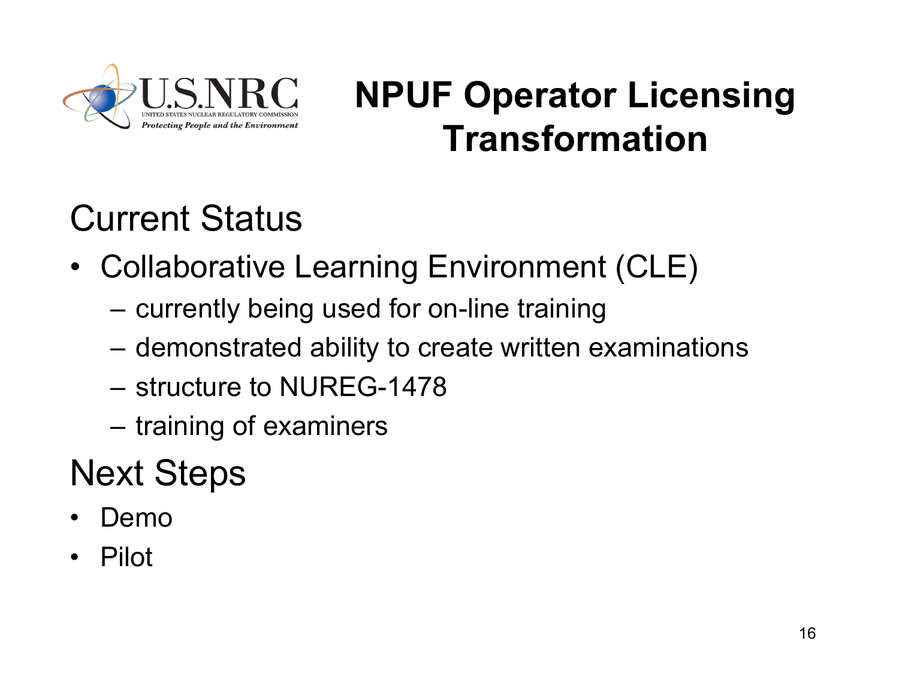# NPUF Operator Licensing Transformation

## Current Status

- Collaborative Learning Environment (CLE)
  - currently being used for on-line training
  - demonstrated ability to create written examinations
  - structure to NUREG-1478
  - training of examiners

## Next Steps

- Demo
- Pilot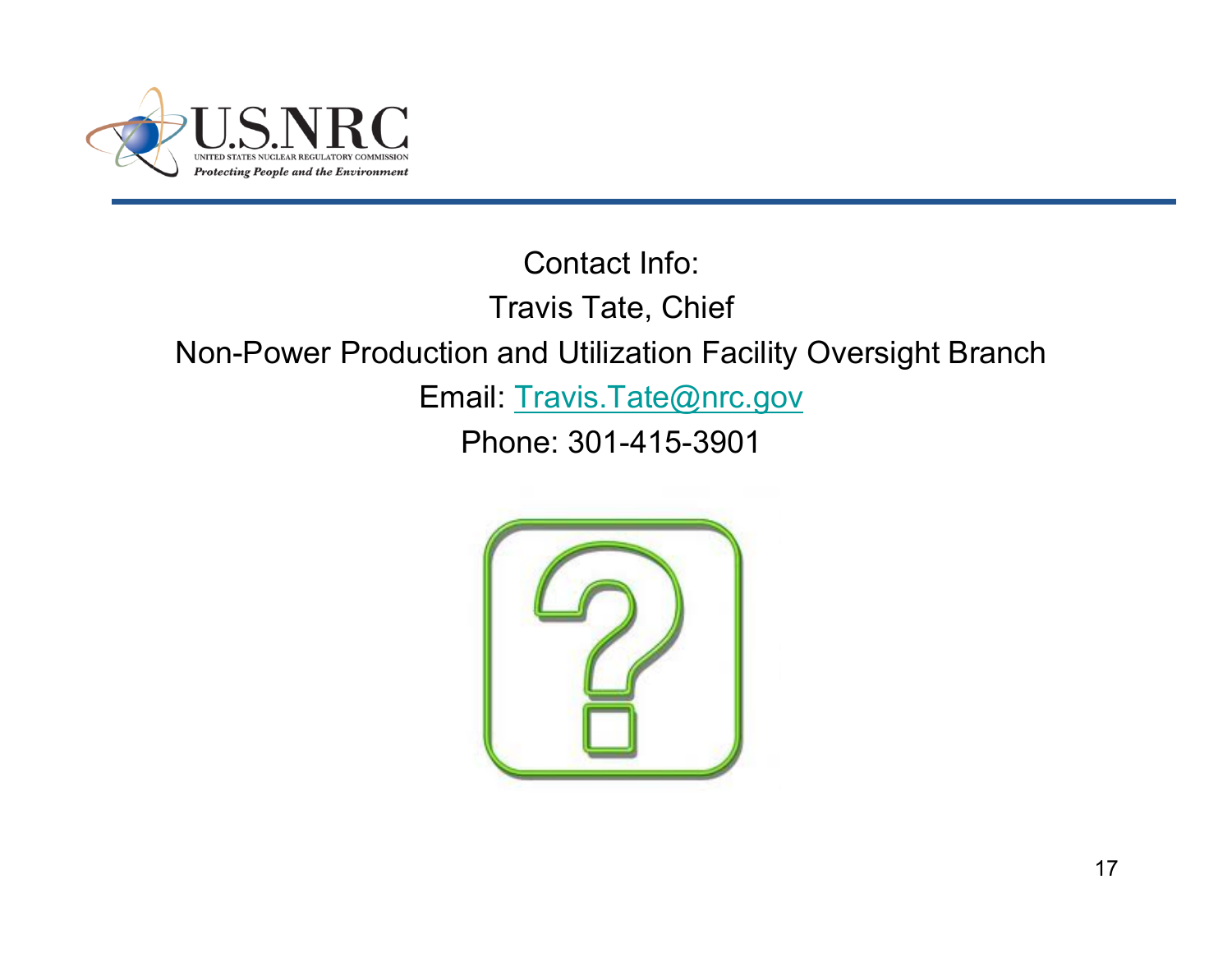Contact Info:

Travis Tate, Chief

Non-Power Production and Utilization Facility Oversight Branch

Email: Travis.Tate@nrc.gov

Phone: 301-415-3901